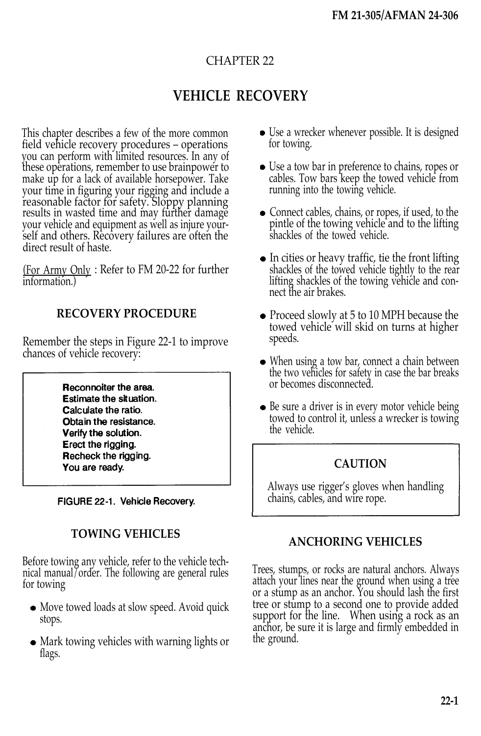# CHAPTER 22

# VEHICLE RECOVERY

This chapter describes a few of the more common field vehicle recovery procedures – operations you can perform with limited resources. In any of these operations, remember to use brainpower to make up for a lack of available horsepower. Take your time in figuring your rigging and include a reasonable factor for safety. Sloppy planning results in wasted time and may further damage your vehicle and equipment as well as injure yourself and others. Recovery failures are often the direct result of haste.

(For Army Only : Refer to FM 20-22 for further information.)

## RECOVERY PROCEDURE

Remember the steps in Figure 22-1 to improve chances of vehicle recovery:

> **Reconnoiter the area.**
> **Estimate the situation.**
> **Calculate the ratio.**
> **Obtain the resistance.**
> **Verify the solution.**
> **Erect the rigging.**
> **Recheck the rigging.**
> **You are ready.**

**FIGURE 22-1. Vehicle Recovery.**

## TOWING VEHICLES

Before towing any vehicle, refer to the vehicle technical manual/order. The following are general rules for towing

- Move towed loads at slow speed. Avoid quick stops.
- Mark towing vehicles with warning lights or flags.
- Use a wrecker whenever possible. It is designed for towing.
- Use a tow bar in preference to chains, ropes or cables. Tow bars keep the towed vehicle from running into the towing vehicle.
- Connect cables, chains, or ropes, if used, to the pintle of the towing vehicle and to the lifting shackles of the towed vehicle.
- In cities or heavy traffic, tie the front lifting shackles of the towed vehicle tightly to the rear lifting shackles of the towing vehicle and connect the air brakes.
- Proceed slowly at 5 to 10 MPH because the towed vehicle will skid on turns at higher speeds.
- When using a tow bar, connect a chain between the two vehicles for safety in case the bar breaks or becomes disconnected.
- Be sure a driver is in every motor vehicle being towed to control it, unless a wrecker is towing the vehicle.

> **CAUTION**
>
> Always use rigger's gloves when handling chains, cables, and wire rope.

## ANCHORING VEHICLES

Trees, stumps, or rocks are natural anchors. Always attach your lines near the ground when using a tree or a stump as an anchor. You should lash the first tree or stump to a second one to provide added support for the line. When using a rock as an anchor, be sure it is large and firmly embedded in the ground.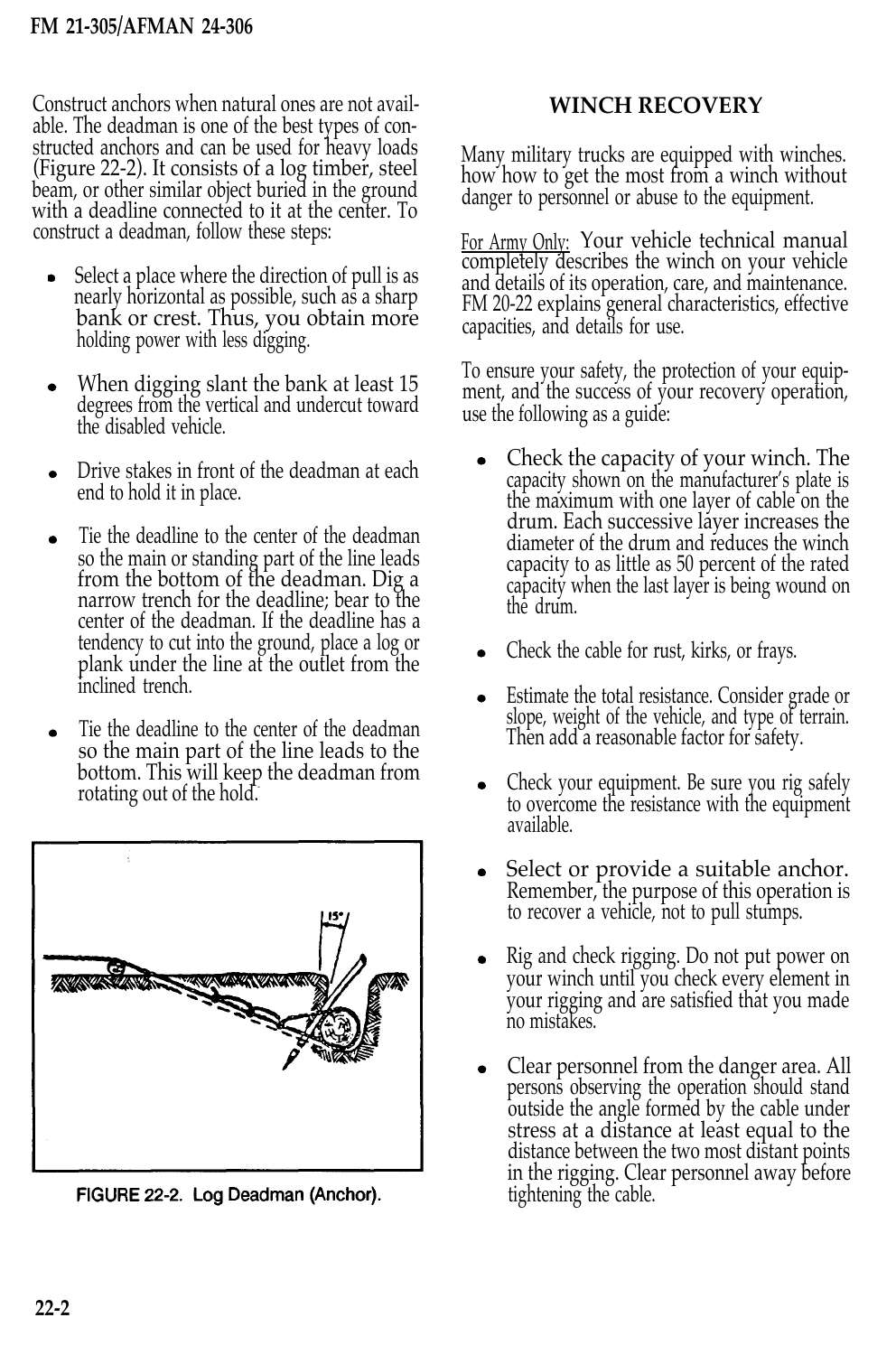Construct anchors when natural ones are not available. The deadman is one of the best types of constructed anchors and can be used for heavy loads (Figure 22-2). It consists of a log timber, steel beam, or other similar object buried in the ground with a deadline connected to it at the center. To construct a deadman, follow these steps:

- Select a place where the direction of pull is as nearly horizontal as possible, such as a sharp bank or crest. Thus, you obtain more holding power with less digging.
- When digging slant the bank at least 15 degrees from the vertical and undercut toward the disabled vehicle.
- Drive stakes in front of the deadman at each end to hold it in place.
- Tie the deadline to the center of the deadman so the main or standing part of the line leads from the bottom of the deadman. Dig a narrow trench for the deadline; bear to the center of the deadman. If the deadline has a tendency to cut into the ground, place a log or plank under the line at the outlet from the inclined trench.
- Tie the deadline to the center of the deadman so the main part of the line leads to the bottom. This will keep the deadman from rotating out of the hold.

FIGURE 22-2. Log Deadman (Anchor).

## WINCH RECOVERY

Many military trucks are equipped with winches. how how to get the most from a winch without danger to personnel or abuse to the equipment.

For Army Only: Your vehicle technical manual completely describes the winch on your vehicle and details of its operation, care, and maintenance. FM 20-22 explains general characteristics, effective capacities, and details for use.

To ensure your safety, the protection of your equipment, and the success of your recovery operation, use the following as a guide:

- Check the capacity of your winch. The capacity shown on the manufacturer's plate is the maximum with one layer of cable on the drum. Each successive layer increases the diameter of the drum and reduces the winch capacity to as little as 50 percent of the rated capacity when the last layer is being wound on the drum.
- Check the cable for rust, kirks, or frays.
- Estimate the total resistance. Consider grade or slope, weight of the vehicle, and type of terrain. Then add a reasonable factor for safety.
- Check your equipment. Be sure you rig safely to overcome the resistance with the equipment available.
- Select or provide a suitable anchor. Remember, the purpose of this operation is to recover a vehicle, not to pull stumps.
- Rig and check rigging. Do not put power on your winch until you check every element in your rigging and are satisfied that you made no mistakes.
- Clear personnel from the danger area. All persons observing the operation should stand outside the angle formed by the cable under stress at a distance at least equal to the distance between the two most distant points in the rigging. Clear personnel away before tightening the cable.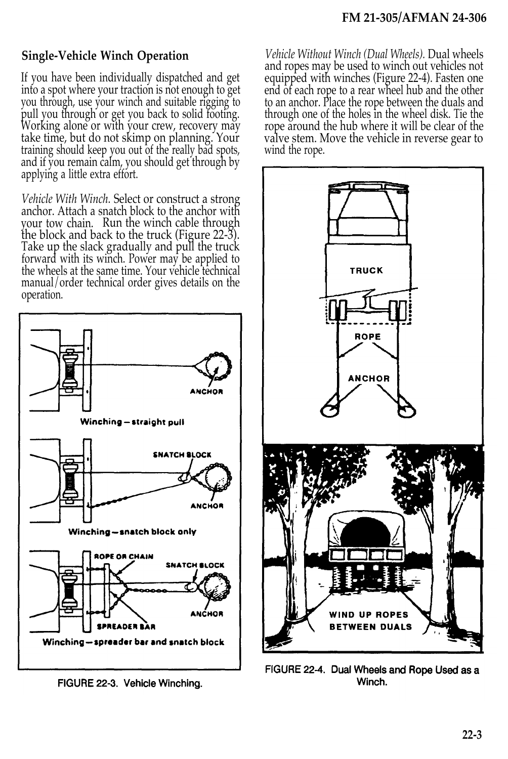## Single-Vehicle Winch Operation

If you have been individually dispatched and get into a spot where your traction is not enough to get you through, use your winch and suitable rigging to pull you through or get you back to solid footing. Working alone or with your crew, recovery may take time, but do not skimp on planning. Your training should keep you out of the really bad spots, and if you remain calm, you should get through by applying a little extra effort.

*Vehicle With Winch.* Select or construct a strong anchor. Attach a snatch block to the anchor with your tow chain. Run the winch cable through the block and back to the truck (Figure 22-3). Take up the slack gradually and pull the truck forward with its winch. Power may be applied to the wheels at the same time. Your vehicle technical manual/order technical order gives details on the operation.

FIGURE 22-3. Vehicle Winching.

*Vehicle Without Winch (Dual Wheels).* Dual wheels and ropes may be used to winch out vehicles not equipped with winches (Figure 22-4). Fasten one end of each rope to a rear wheel hub and the other to an anchor. Place the rope between the duals and through one of the holes in the wheel disk. Tie the rope around the hub where it will be clear of the valve stem. Move the vehicle in reverse gear to wind the rope.

FIGURE 22-4. Dual Wheels and Rope Used as a Winch.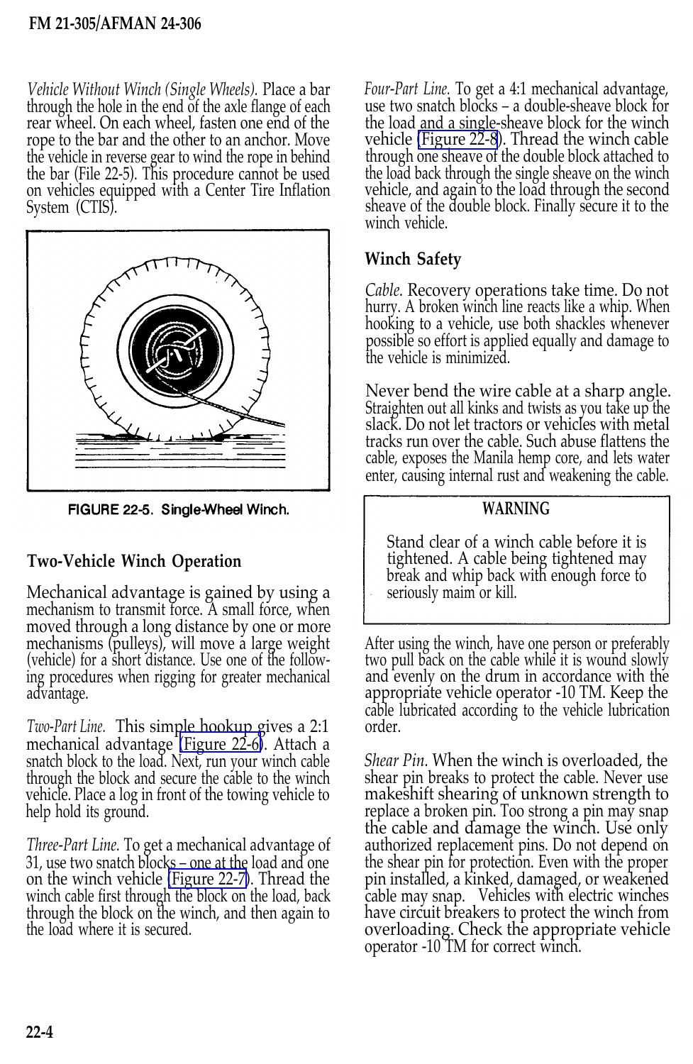*Vehicle Without Winch (Single Wheels).* Place a bar through the hole in the end of the axle flange of each rear wheel. On each wheel, fasten one end of the rope to the bar and the other to an anchor. Move the vehicle in reverse gear to wind the rope in behind the bar (File 22-5). This procedure cannot be used on vehicles equipped with a Center Tire Inflation System (CTIS).

FIGURE 22-5. Single-Wheel Winch.

### Two-Vehicle Winch Operation

Mechanical advantage is gained by using a mechanism to transmit force. A small force, when moved through a long distance by one or more mechanisms (pulleys), will move a large weight (vehicle) for a short distance. Use one of the following procedures when rigging for greater mechanical advantage.

*Two-Part Line.* This simple hookup gives a 2:1 mechanical advantage (Figure 22-6). Attach a snatch block to the load. Next, run your winch cable through the block and secure the cable to the winch vehicle. Place a log in front of the towing vehicle to help hold its ground.

*Three-Part Line.* To get a mechanical advantage of 31, use two snatch blocks – one at the load and one on the winch vehicle (Figure 22-7). Thread the winch cable first through the block on the load, back through the block on the winch, and then again to the load where it is secured.

*Four-Part Line.* To get a 4:1 mechanical advantage, use two snatch blocks – a double-sheave block for the load and a single-sheave block for the winch vehicle (Figure 22-8). Thread the winch cable through one sheave of the double block attached to the load back through the single sheave on the winch vehicle, and again to the load through the second sheave of the double block. Finally secure it to the winch vehicle.

### Winch Safety

*Cable.* Recovery operations take time. Do not hurry. A broken winch line reacts like a whip. When hooking to a vehicle, use both shackles whenever possible so effort is applied equally and damage to the vehicle is minimized.

Never bend the wire cable at a sharp angle. Straighten out all kinks and twists as you take up the slack. Do not let tractors or vehicles with metal tracks run over the cable. Such abuse flattens the cable, exposes the Manila hemp core, and lets water enter, causing internal rust and weakening the cable.

**WARNING**

Stand clear of a winch cable before it is tightened. A cable being tightened may break and whip back with enough force to seriously maim or kill.

After using the winch, have one person or preferably two pull back on the cable while it is wound slowly and evenly on the drum in accordance with the appropriate vehicle operator -10 TM. Keep the cable lubricated according to the vehicle lubrication order.

*Shear Pin.* When the winch is overloaded, the shear pin breaks to protect the cable. Never use makeshift shearing of unknown strength to replace a broken pin. Too strong a pin may snap the cable and damage the winch. Use only authorized replacement pins. Do not depend on the shear pin for protection. Even with the proper pin installed, a kinked, damaged, or weakened cable may snap. Vehicles with electric winches have circuit breakers to protect the winch from overloading. Check the appropriate vehicle operator -10 TM for correct winch.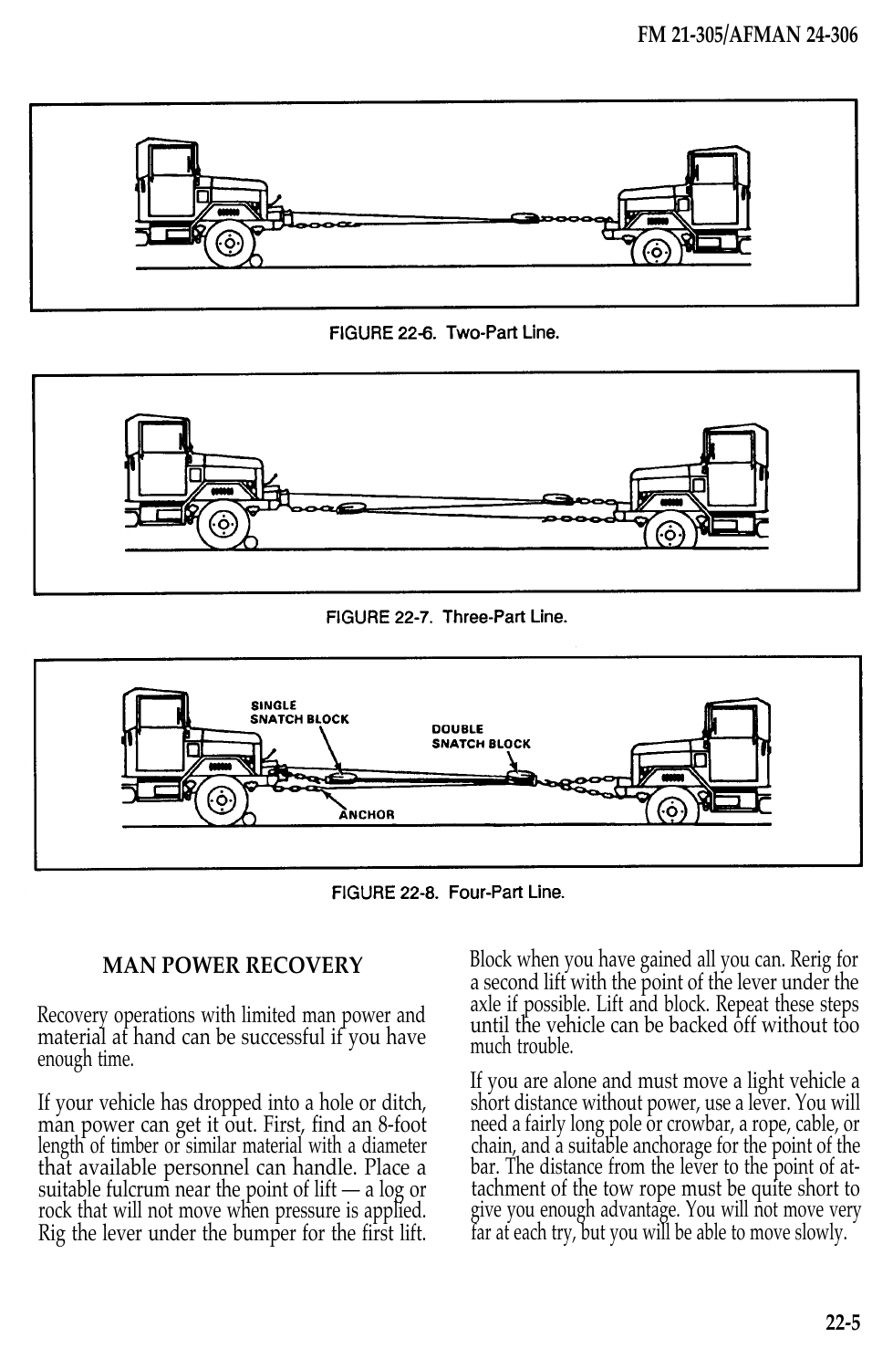FIGURE 22-6. Two-Part Line.

FIGURE 22-7. Three-Part Line.

SINGLE SNATCH BLOCK

DOUBLE SNATCH BLOCK

ANCHOR

FIGURE 22-8. Four-Part Line.

## MAN POWER RECOVERY

Recovery operations with limited man power and material at hand can be successful if you have enough time.

If your vehicle has dropped into a hole or ditch, man power can get it out. First, find an 8-foot length of timber or similar material with a diameter that available personnel can handle. Place a suitable fulcrum near the point of lift — a log or rock that will not move when pressure is applied. Rig the lever under the bumper for the first lift. Block when you have gained all you can. Rerig for a second lift with the point of the lever under the axle if possible. Lift and block. Repeat these steps until the vehicle can be backed off without too much trouble.

If you are alone and must move a light vehicle a short distance without power, use a lever. You will need a fairly long pole or crowbar, a rope, cable, or chain, and a suitable anchorage for the point of the bar. The distance from the lever to the point of attachment of the tow rope must be quite short to give you enough advantage. You will not move very far at each try, but you will be able to move slowly.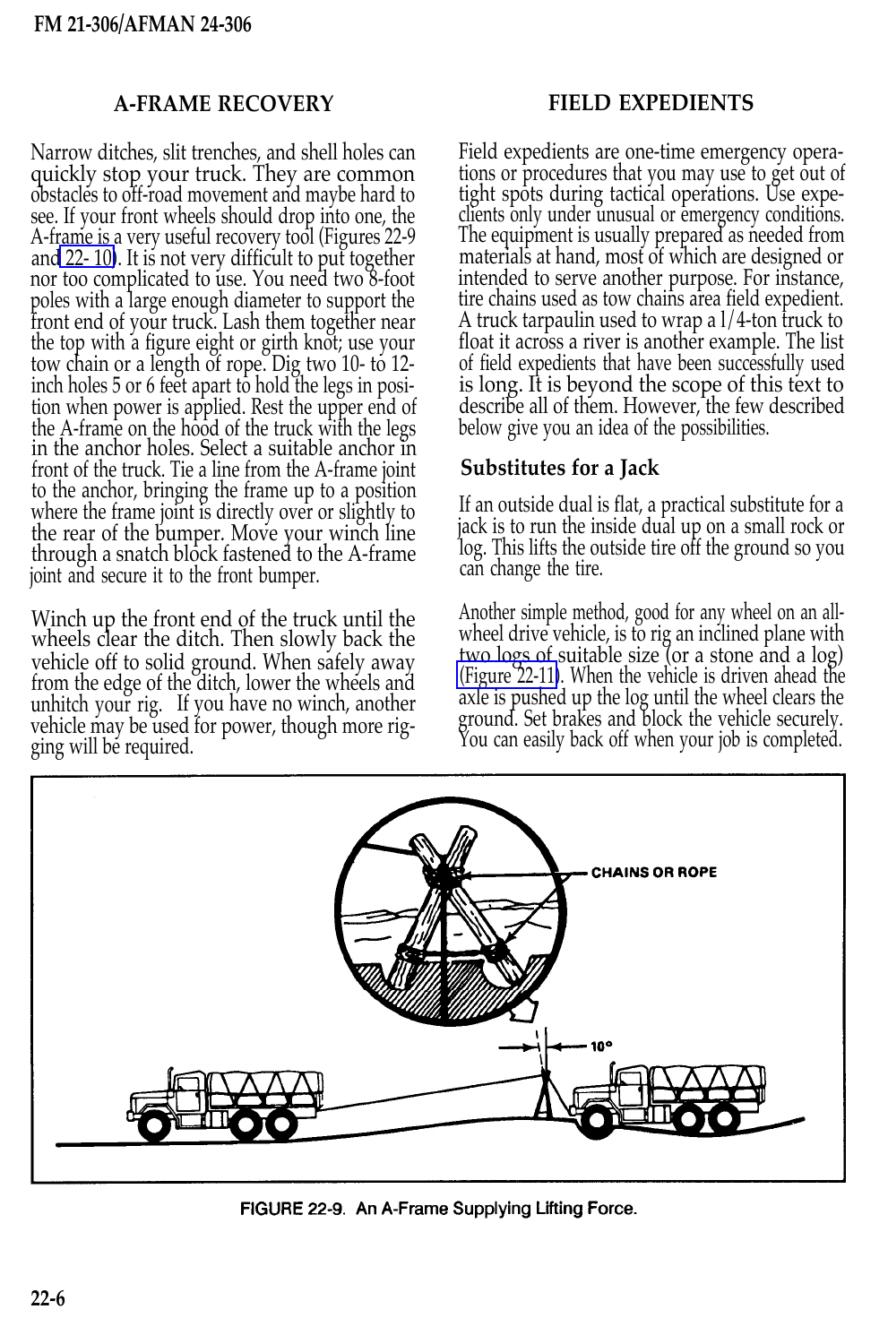## A-FRAME RECOVERY

Narrow ditches, slit trenches, and shell holes can quickly stop your truck. They are common obstacles to off-road movement and maybe hard to see. If your front wheels should drop into one, the A-frame is a very useful recovery tool (Figures 22-9 and 22-10). It is not very difficult to put together nor too complicated to use. You need two 8-foot poles with a large enough diameter to support the front end of your truck. Lash them together near the top with a figure eight or girth knot; use your tow chain or a length of rope. Dig two 10- to 12-inch holes 5 or 6 feet apart to hold the legs in position when power is applied. Rest the upper end of the A-frame on the hood of the truck with the legs in the anchor holes. Select a suitable anchor in front of the truck. Tie a line from the A-frame joint to the anchor, bringing the frame up to a position where the frame joint is directly over or slightly to the rear of the bumper. Move your winch line through a snatch block fastened to the A-frame joint and secure it to the front bumper.

Winch up the front end of the truck until the wheels clear the ditch. Then slowly back the vehicle off to solid ground. When safely away from the edge of the ditch, lower the wheels and unhitch your rig. If you have no winch, another vehicle may be used for power, though more rigging will be required.

## FIELD EXPEDIENTS

Field expedients are one-time emergency operations or procedures that you may use to get out of tight spots during tactical operations. Use expedients only under unusual or emergency conditions. The equipment is usually prepared as needed from materials at hand, most of which are designed or intended to serve another purpose. For instance, tire chains used as tow chains area field expedient. A truck tarpaulin used to wrap a 1/4-ton truck to float it across a river is another example. The list of field expedients that have been successfully used is long. It is beyond the scope of this text to describe all of them. However, the few described below give you an idea of the possibilities.

### Substitutes for a Jack

If an outside dual is flat, a practical substitute for a jack is to run the inside dual up on a small rock or log. This lifts the outside tire off the ground so you can change the tire.

Another simple method, good for any wheel on an all-wheel drive vehicle, is to rig an inclined plane with two logs of suitable size (or a stone and a log) (Figure 22-11). When the vehicle is driven ahead the axle is pushed up the log until the wheel clears the ground. Set brakes and block the vehicle securely. You can easily back off when your job is completed.

FIGURE 22-9. An A-Frame Supplying Lifting Force.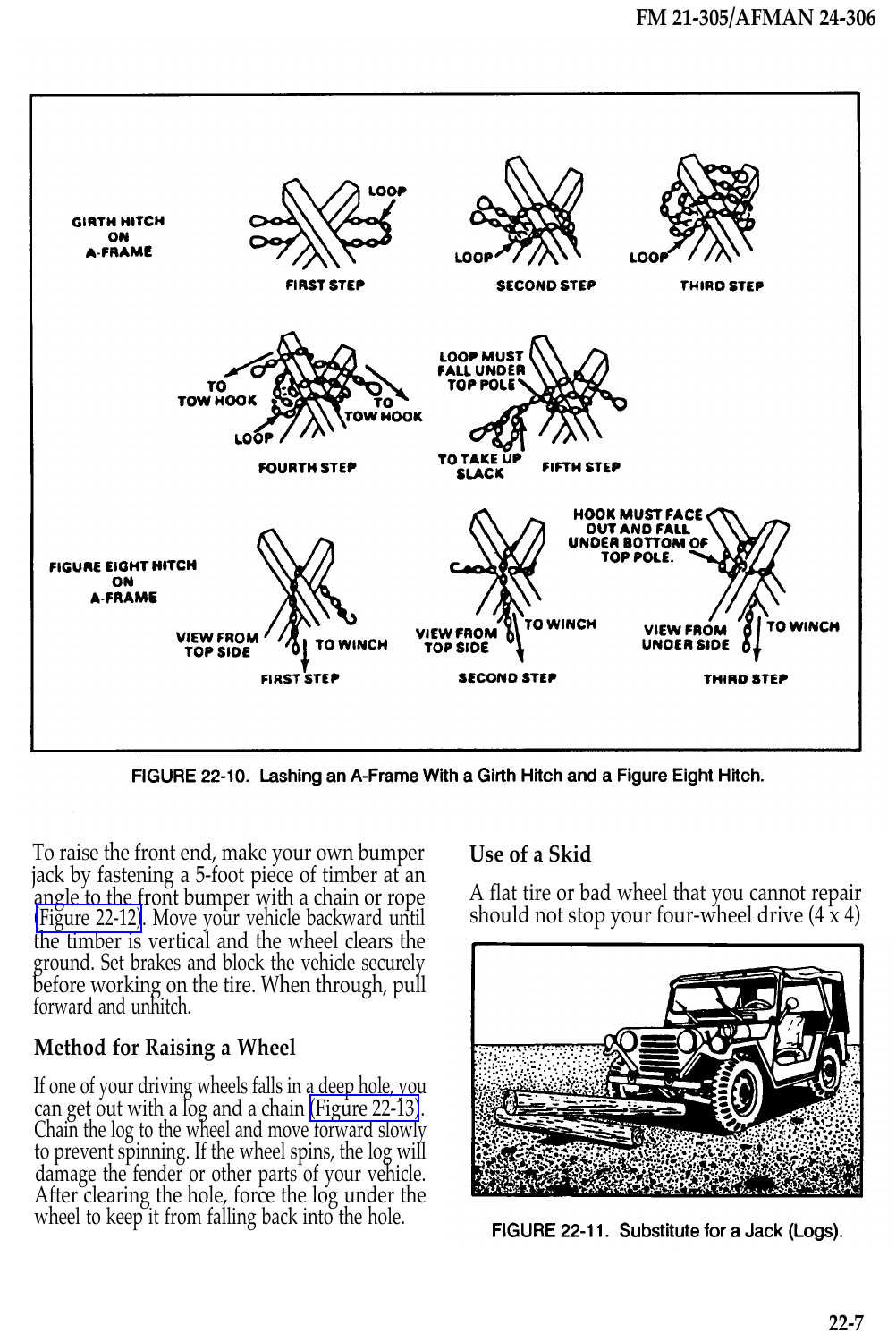FIGURE 22-10. Lashing an A-Frame With a Girth Hitch and a Figure Eight Hitch.

To raise the front end, make your own bumper jack by fastening a 5-foot piece of timber at an angle to the front bumper with a chain or rope (Figure 22-12). Move your vehicle backward until the timber is vertical and the wheel clears the ground. Set brakes and block the vehicle securely before working on the tire. When through, pull forward and unhitch.

### Method for Raising a Wheel

If one of your driving wheels falls in a deep hole, you can get out with a log and a chain (Figure 22-13). Chain the log to the wheel and move forward slowly to prevent spinning. If the wheel spins, the log will damage the fender or other parts of your vehicle. After clearing the hole, force the log under the wheel to keep it from falling back into the hole.

### Use of a Skid

A flat tire or bad wheel that you cannot repair should not stop your four-wheel drive (4 x 4)

FIGURE 22-11. Substitute for a Jack (Logs).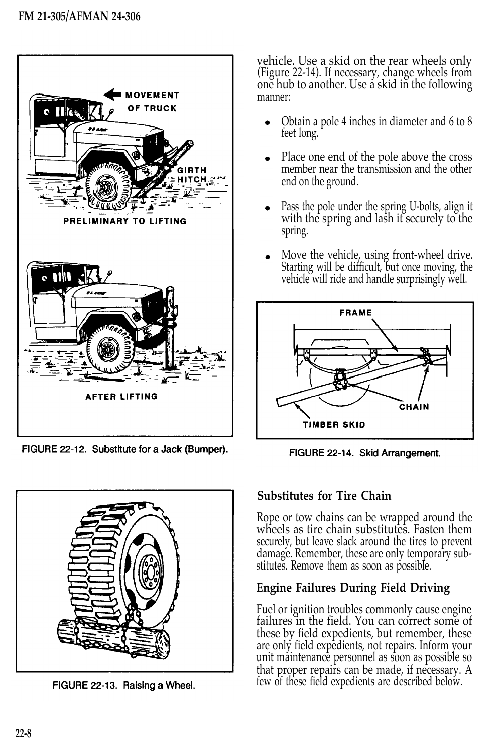FIGURE 22-12. Substitute for a Jack (Bumper).

FIGURE 22-13. Raising a Wheel.

vehicle. Use a skid on the rear wheels only (Figure 22-14). If necessary, change wheels from one hub to another. Use a skid in the following manner:

- Obtain a pole 4 inches in diameter and 6 to 8 feet long.
- Place one end of the pole above the cross member near the transmission and the other end on the ground.
- Pass the pole under the spring U-bolts, align it with the spring and lash it securely to the spring.
- Move the vehicle, using front-wheel drive. Starting will be difficult, but once moving, the vehicle will ride and handle surprisingly well.

FIGURE 22-14. Skid Arrangement.

### Substitutes for Tire Chain

Rope or tow chains can be wrapped around the wheels as tire chain substitutes. Fasten them securely, but leave slack around the tires to prevent damage. Remember, these are only temporary substitutes. Remove them as soon as possible.

### Engine Failures During Field Driving

Fuel or ignition troubles commonly cause engine failures in the field. You can correct some of these by field expedients, but remember, these are only field expedients, not repairs. Inform your unit maintenance personnel as soon as possible so that proper repairs can be made, if necessary. A few of these field expedients are described below.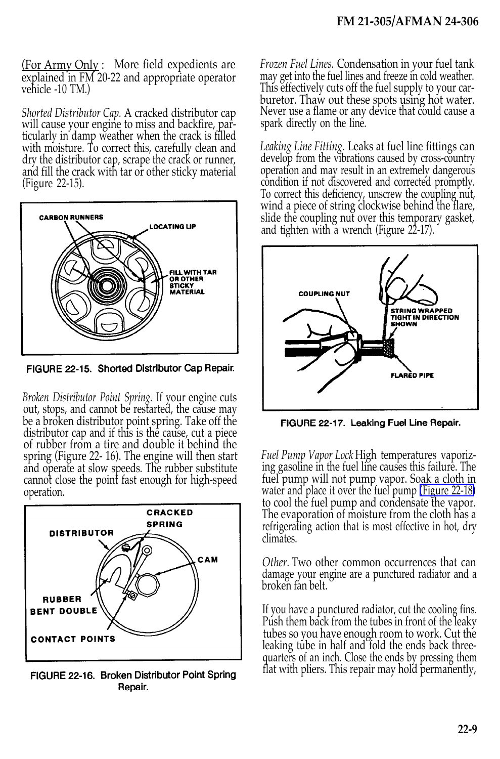(For Army Only : More field expedients are explained in FM 20-22 and appropriate operator vehicle -10 TM.)

*Shorted Distributor Cap.* A cracked distributor cap will cause your engine to miss and backfire, particularly in damp weather when the crack is filled with moisture. To correct this, carefully clean and dry the distributor cap, scrape the crack or runner, and fill the crack with tar or other sticky material (Figure 22-15).

CARBON RUNNERS

LOCATING LIP

FILL WITH TAR OR OTHER STICKY MATERIAL

**FIGURE 22-15. Shorted Distributor Cap Repair.**

*Broken Distributor Point Spring.* If your engine cuts out, stops, and cannot be restarted, the cause may be a broken distributor point spring. Take off the distributor cap and if this is the cause, cut a piece of rubber from a tire and double it behind the spring (Figure 22- 16). The engine will then start and operate at slow speeds. The rubber substitute cannot close the point fast enough for high-speed operation.

DISTRIBUTOR

CRACKED SPRING

CAM

RUBBER BENT DOUBLE

CONTACT POINTS

**FIGURE 22-16. Broken Distributor Point Spring Repair.**

*Frozen Fuel Lines.* Condensation in your fuel tank may get into the fuel lines and freeze in cold weather. This effectively cuts off the fuel supply to your carburetor. Thaw out these spots using hot water. Never use a flame or any device that could cause a spark directly on the line.

*Leaking Line Fitting.* Leaks at fuel line fittings can develop from the vibrations caused by cross-country operation and may result in an extremely dangerous condition if not discovered and corrected promptly. To correct this deficiency, unscrew the coupling nut, wind a piece of string clockwise behind the flare, slide the coupling nut over this temporary gasket, and tighten with a wrench (Figure 22-17).

COUPLING NUT

STRING WRAPPED TIGHT IN DIRECTION SHOWN

FLARED PIPE

**FIGURE 22-17. Leaking Fuel Line Repair.**

*Fuel Pump Vapor Lock* High temperatures vaporizing gasoline in the fuel line causes this failure. The fuel pump will not pump vapor. Soak a cloth in water and place it over the fuel pump (Figure 22-18) to cool the fuel pump and condensate the vapor. The evaporation of moisture from the cloth has a refrigerating action that is most effective in hot, dry climates.

*Other.* Two other common occurrences that can damage your engine are a punctured radiator and a broken fan belt.

If you have a punctured radiator, cut the cooling fins. Push them back from the tubes in front of the leaky tubes so you have enough room to work. Cut the leaking tube in half and fold the ends back three-quarters of an inch. Close the ends by pressing them flat with pliers. This repair may hold permanently,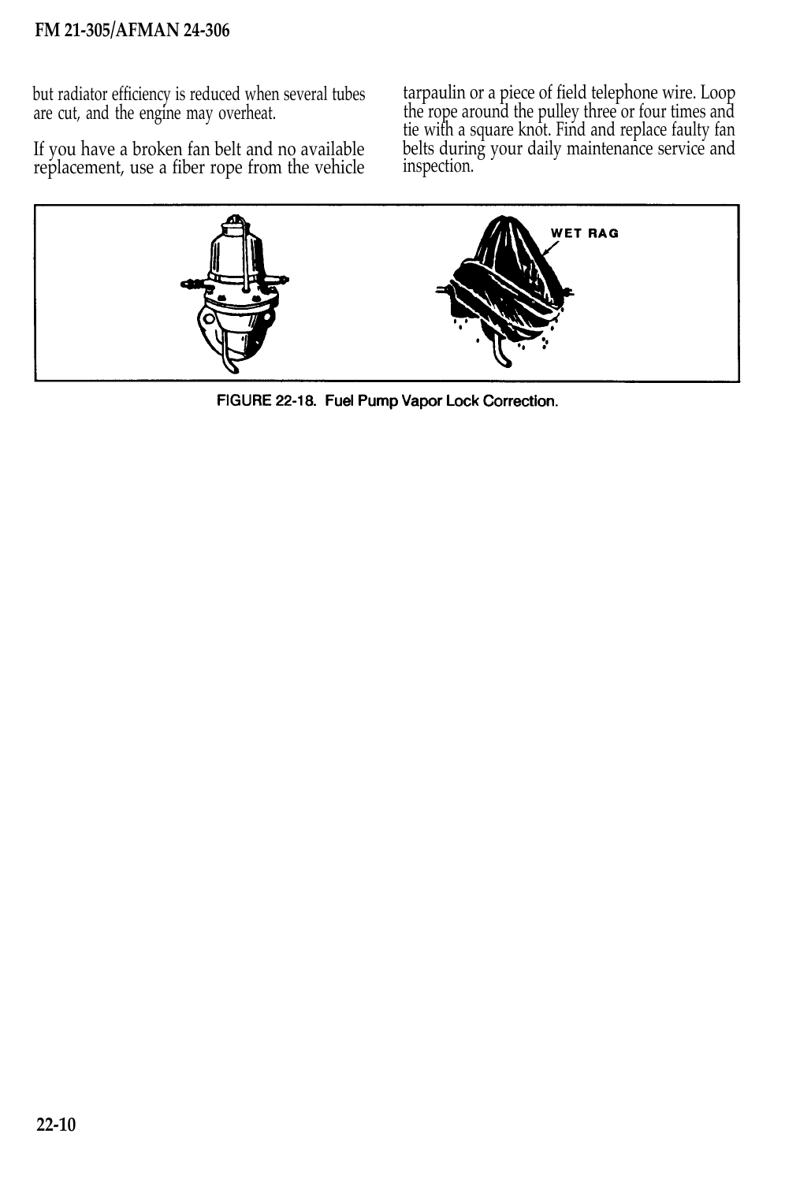but radiator efficiency is reduced when several tubes are cut, and the engine may overheat.

If you have a broken fan belt and no available replacement, use a fiber rope from the vehicle tarpaulin or a piece of field telephone wire. Loop the rope around the pulley three or four times and tie with a square knot. Find and replace faulty fan belts during your daily maintenance service and inspection.

WET RAG

FIGURE 22-18. Fuel Pump Vapor Lock Correction.